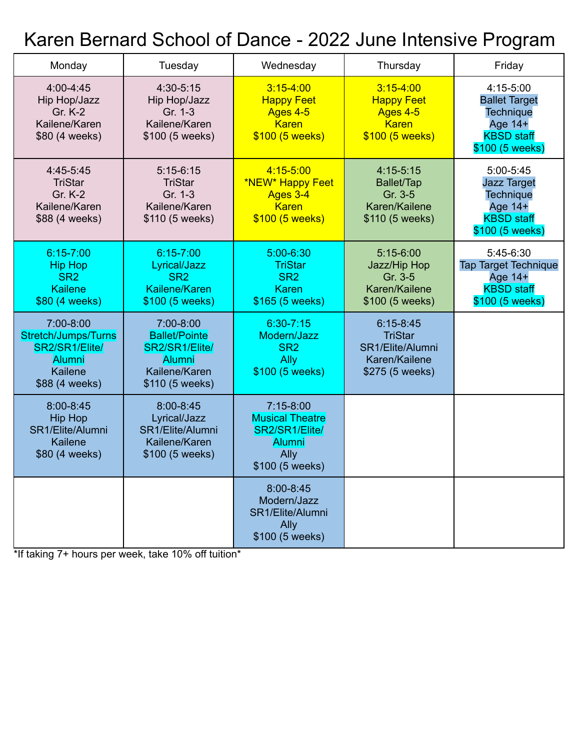# Karen Bernard School of Dance - 2022 June Intensive Program

| Monday | Tuesday | Wednesday | Thursday | Friday |
|---|---|---|---|---|
| 4:00-4:45<br>Hip Hop/Jazz<br>Gr. K-2<br>Kailene/Karen<br>$80 (4 weeks) | 4:30-5:15<br>Hip Hop/Jazz<br>Gr. 1-3<br>Kailene/Karen<br>$100 (5 weeks) | 3:15-4:00<br>Happy Feet<br>Ages 4-5<br>Karen<br>$100 (5 weeks) | 3:15-4:00<br>Happy Feet<br>Ages 4-5<br>Karen<br>$100 (5 weeks) | 4:15-5:00<br>Ballet Target Technique<br>Age 14+<br>KBSD staff<br>$100 (5 weeks) |
| 4:45-5:45<br>TriStar<br>Gr. K-2<br>Kailene/Karen<br>$88 (4 weeks) | 5:15-6:15<br>TriStar<br>Gr. 1-3<br>Kailene/Karen<br>$110 (5 weeks) | 4:15-5:00<br>*NEW* Happy Feet<br>Ages 3-4<br>Karen<br>$100 (5 weeks) | 4:15-5:15<br>Ballet/Tap<br>Gr. 3-5<br>Karen/Kailene<br>$110 (5 weeks) | 5:00-5:45<br>Jazz Target Technique<br>Age 14+<br>KBSD staff<br>$100 (5 weeks) |
| 6:15-7:00<br>Hip Hop<br>SR2<br>Kailene<br>$80 (4 weeks) | 6:15-7:00<br>Lyrical/Jazz<br>SR2<br>Kailene/Karen<br>$100 (5 weeks) | 5:00-6:30<br>TriStar<br>SR2<br>Karen<br>$165 (5 weeks) | 5:15-6:00<br>Jazz/Hip Hop<br>Gr. 3-5<br>Karen/Kailene<br>$100 (5 weeks) | 5:45-6:30<br>Tap Target Technique<br>Age 14+<br>KBSD staff<br>$100 (5 weeks) |
| 7:00-8:00<br>Stretch/Jumps/Turns<br>SR2/SR1/Elite/Alumni<br>Kailene<br>$88 (4 weeks) | 7:00-8:00<br>Ballet/Pointe<br>SR2/SR1/Elite/Alumni<br>Kailene/Karen<br>$110 (5 weeks) | 6:30-7:15<br>Modern/Jazz<br>SR2<br>Ally<br>$100 (5 weeks) | 6:15-8:45<br>TriStar<br>SR1/Elite/Alumni<br>Karen/Kailene<br>$275 (5 weeks) | |
| 8:00-8:45<br>Hip Hop<br>SR1/Elite/Alumni<br>Kailene<br>$80 (4 weeks) | 8:00-8:45<br>Lyrical/Jazz<br>SR1/Elite/Alumni<br>Kailene/Karen<br>$100 (5 weeks) | 7:15-8:00<br>Musical Theatre<br>SR2/SR1/Elite/Alumni<br>Ally<br>$100 (5 weeks) | | |
| | | 8:00-8:45<br>Modern/Jazz<br>SR1/Elite/Alumni<br>Ally<br>$100 (5 weeks) | | |

*If taking 7+ hours per week, take 10% off tuition*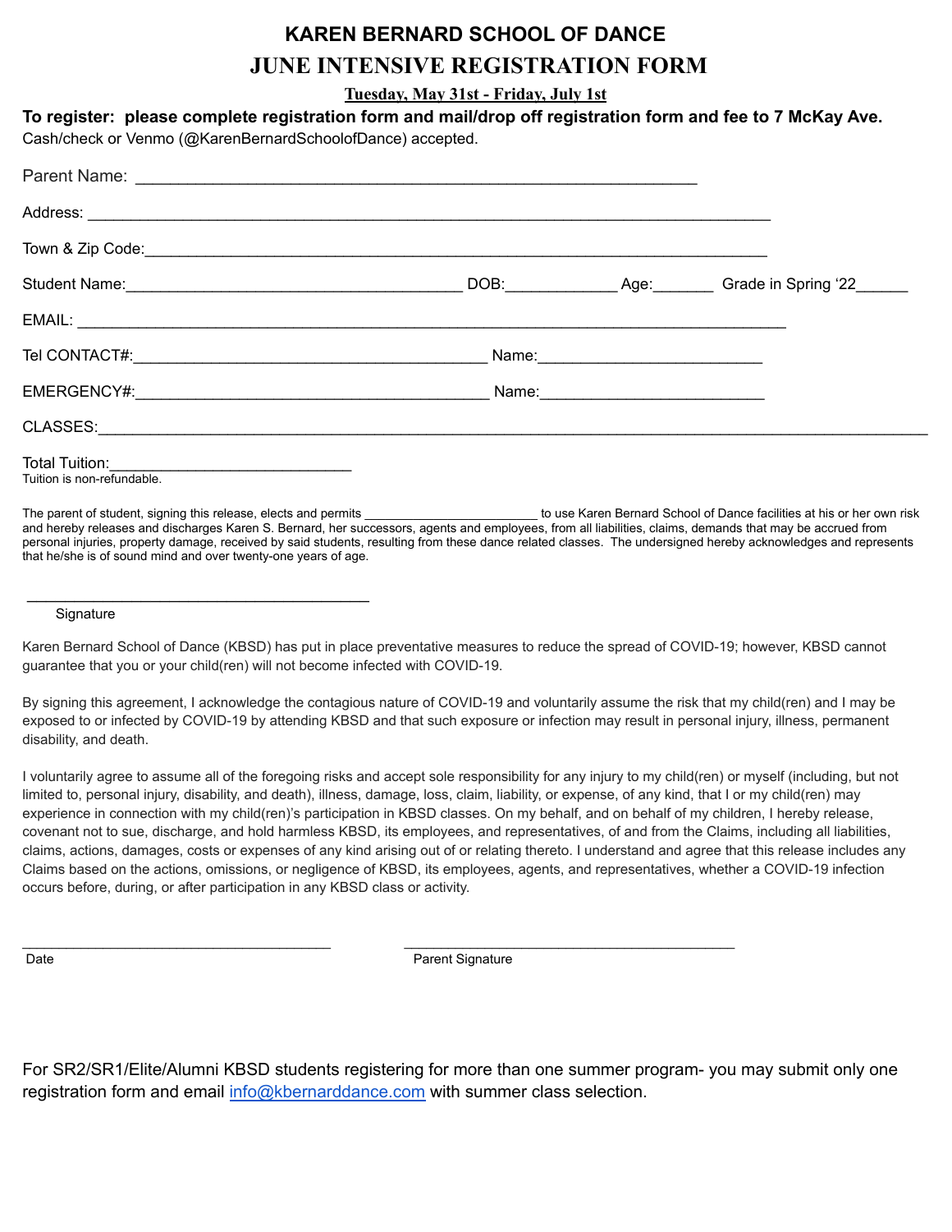# KAREN BERNARD SCHOOL OF DANCE

## JUNE INTENSIVE REGISTRATION FORM

**Tuesday, May 31st - Friday, July 1st**

**To register: please complete registration form and mail/drop off registration form and fee to 7 McKay Ave.**
Cash/check or Venmo (@KarenBernardSchoolofDance) accepted.

Parent Name: ___________________________________________________________

Address: ___________________________________________________________________________

Town & Zip Code:____________________________________________________________________

Student Name:______________________________________ DOB:____________ Age:_______ Grade in Spring '22______

EMAIL: _______________________________________________________________________________

Tel CONTACT#:_______________________________________ Name:_________________________

EMERGENCY#:_______________________________________ Name:_________________________

CLASSES:_____________________________________________________________________________________________

Total Tuition:___________________________
Tuition is non-refundable.

The parent of student, signing this release, elects and permits ________________________ to use Karen Bernard School of Dance facilities at his or her own risk and hereby releases and discharges Karen S. Bernard, her successors, agents and employees, from all liabilities, claims, demands that may be accrued from personal injuries, property damage, received by said students, resulting from these dance related classes. The undersigned hereby acknowledges and represents that he/she is of sound mind and over twenty-one years of age.

______________________________________
Signature

Karen Bernard School of Dance (KBSD) has put in place preventative measures to reduce the spread of COVID-19; however, KBSD cannot guarantee that you or your child(ren) will not become infected with COVID-19.

By signing this agreement, I acknowledge the contagious nature of COVID-19 and voluntarily assume the risk that my child(ren) and I may be exposed to or infected by COVID-19 by attending KBSD and that such exposure or infection may result in personal injury, illness, permanent disability, and death.

I voluntarily agree to assume all of the foregoing risks and accept sole responsibility for any injury to my child(ren) or myself (including, but not limited to, personal injury, disability, and death), illness, damage, loss, claim, liability, or expense, of any kind, that I or my child(ren) may experience in connection with my child(ren)'s participation in KBSD classes. On my behalf, and on behalf of my children, I hereby release, covenant not to sue, discharge, and hold harmless KBSD, its employees, and representatives, of and from the Claims, including all liabilities, claims, actions, damages, costs or expenses of any kind arising out of or relating thereto. I understand and agree that this release includes any Claims based on the actions, omissions, or negligence of KBSD, its employees, agents, and representatives, whether a COVID-19 infection occurs before, during, or after participation in any KBSD class or activity.

____________________________________ ________________________________________
Date Parent Signature

For SR2/SR1/Elite/Alumni KBSD students registering for more than one summer program- you may submit only one registration form and email [info@kbernarddance.com](mailto:info@kbernarddance.com) with summer class selection.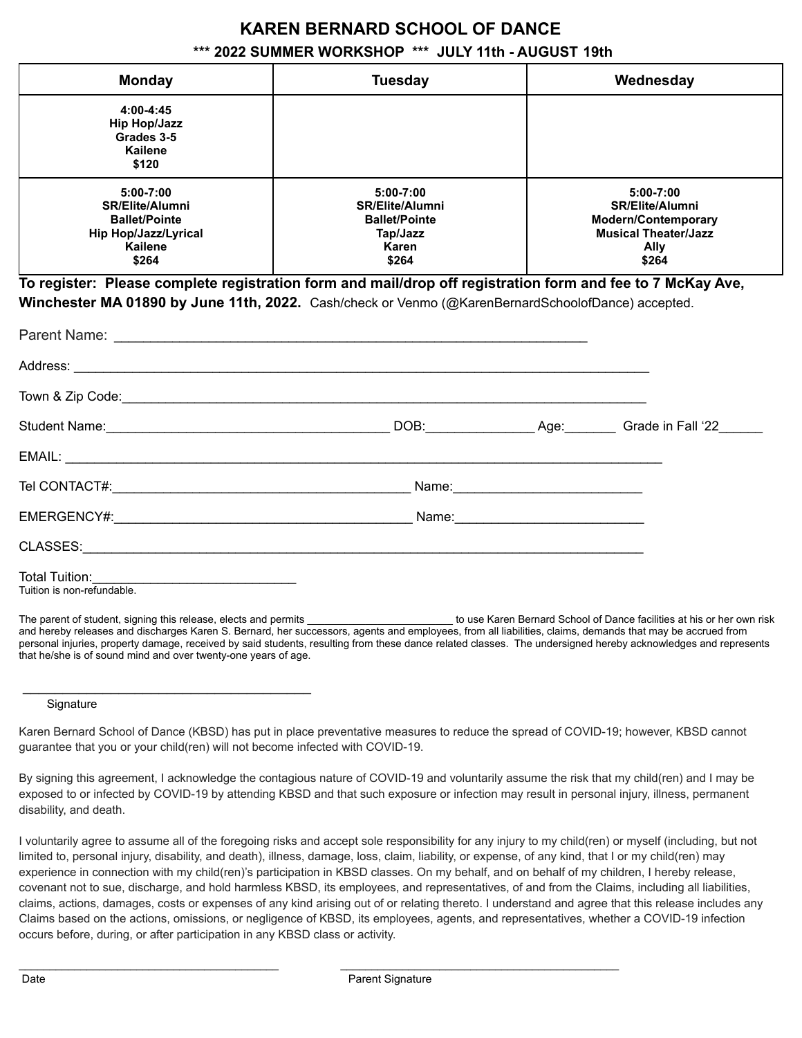# KARE N BERNARD SCHOOL OF DANCE

**\*\*\* 2022 SUMMER WORKSHOP \*\*\* JULY 11th - AUGUST 19th**

| Monday | Tuesday | Wednesday |
|---|---|---|
| **4:00-4:45**<br>**Hip Hop/Jazz**<br>**Grades 3-5**<br>**Kailene**<br>**$120** | | |
| **5:00-7:00**<br>**SR/Elite/Alumni**<br>**Ballet/Pointe**<br>**Hip Hop/Jazz/Lyrical**<br>**Kailene**<br>**$264** | **5:00-7:00**<br>**SR/Elite/Alumni**<br>**Ballet/Pointe**<br>**Tap/Jazz**<br>**Karen**<br>**$264** | **5:00-7:00**<br>**SR/Elite/Alumni**<br>**Modern/Contemporary**<br>**Musical Theater/Jazz**<br>**Ally**<br>**$264** |

**To register: Please complete registration form and mail/drop off registration form and fee to 7 McKay Ave, Winchester MA 01890 by June 11th, 2022.** Cash/check or Venmo (@KarenBernardSchoolofDance) accepted.

Parent Name: ______________________________________________________________

Address: ______________________________________________________________________________

Town & Zip Code:_____________________________________________________________________

Student Name:_____________________________________ DOB:______________ Age:_______ Grade in Fall '22______

EMAIL: _________________________________________________________________________________

Tel CONTACT#:_______________________________________ Name:________________________

EMERGENCY#:________________________________________ Name:________________________

CLASSES:____________________________________________________________________________

Total Tuition:___________________________

Tuition is non-refundable.

The parent of student, signing this release, elects and permits ________________________ to use Karen Bernard School of Dance facilities at his or her own risk and hereby releases and discharges Karen S. Bernard, her successors, agents and employees, from all liabilities, claims, demands that may be accrued from personal injuries, property damage, received by said students, resulting from these dance related classes. The undersigned hereby acknowledges and represents that he/she is of sound mind and over twenty-one years of age.

_________________________________________

Signature

Karen Bernard School of Dance (KBSD) has put in place preventative measures to reduce the spread of COVID-19; however, KBSD cannot guarantee that you or your child(ren) will not become infected with COVID-19.

By signing this agreement, I acknowledge the contagious nature of COVID-19 and voluntarily assume the risk that my child(ren) and I may be exposed to or infected by COVID-19 by attending KBSD and that such exposure or infection may result in personal injury, illness, permanent disability, and death.

I voluntarily agree to assume all of the foregoing risks and accept sole responsibility for any injury to my child(ren) or myself (including, but not limited to, personal injury, disability, and death), illness, damage, loss, claim, liability, or expense, of any kind, that I or my child(ren) may experience in connection with my child(ren)'s participation in KBSD classes. On my behalf, and on behalf of my children, I hereby release, covenant not to sue, discharge, and hold harmless KBSD, its employees, and representatives, of and from the Claims, including all liabilities, claims, actions, damages, costs or expenses of any kind arising out of or relating thereto. I understand and agree that this release includes any Claims based on the actions, omissions, or negligence of KBSD, its employees, agents, and representatives, whether a COVID-19 infection occurs before, during, or after participation in any KBSD class or activity.

_______________________________________ _______________________________________

Date Parent Signature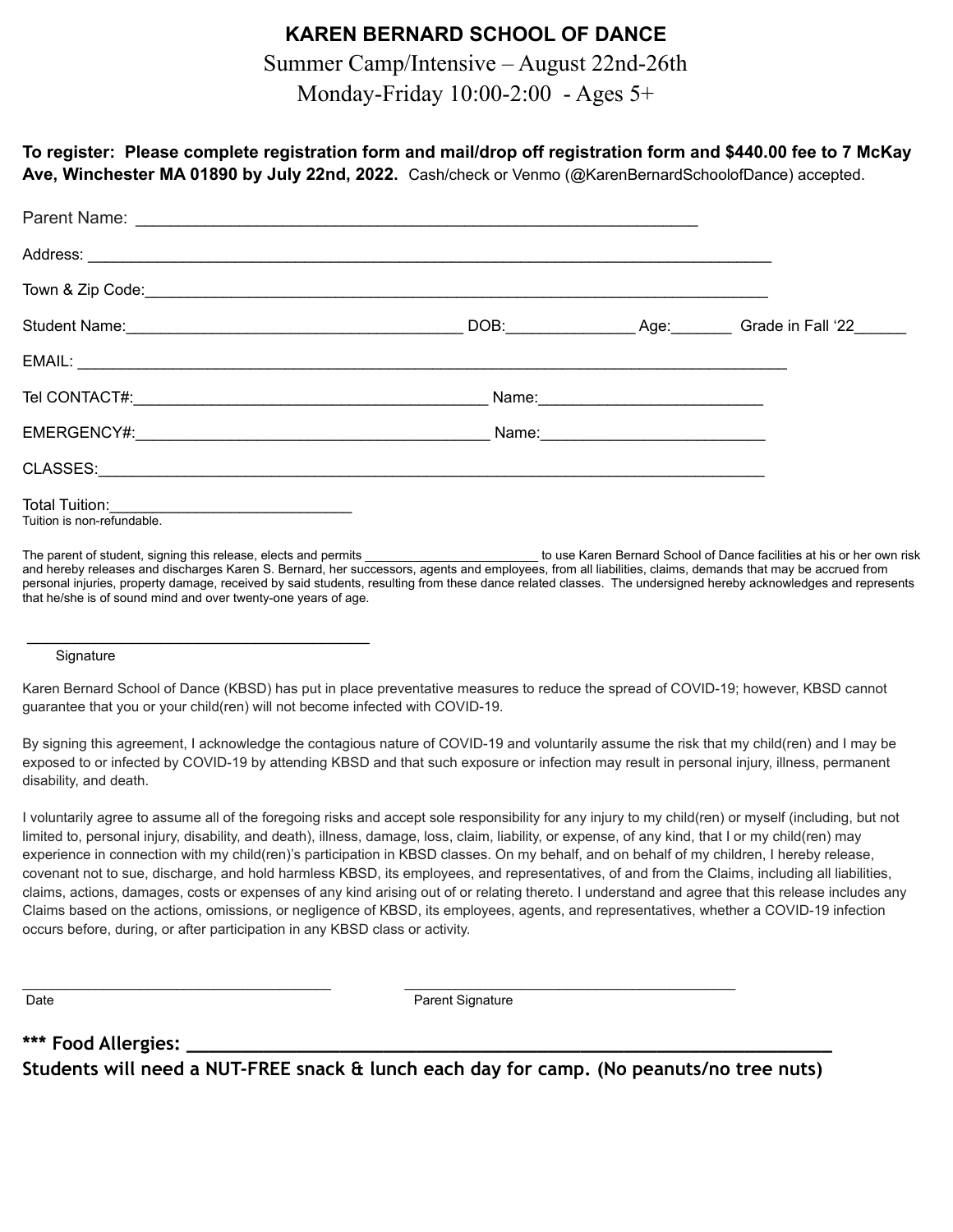# KAREN BERNARD SCHOOL OF DANCE

Summer Camp/Intensive – August 22nd-26th

Monday-Friday 10:00-2:00 - Ages 5+

**To register: Please complete registration form and mail/drop off registration form and $440.00 fee to 7 McKay Ave, Winchester MA 01890 by July 22nd, 2022.** Cash/check or Venmo (@KarenBernardSchoolofDance) accepted.

Parent Name: ___________________________________________________________

Address: ___________________________________________________________________________

Town & Zip Code:_____________________________________________________________________

Student Name:_____________________________________ DOB:______________ Age:_______ Grade in Fall '22______

EMAIL: ______________________________________________________________________________

Tel CONTACT#:_______________________________________ Name:_________________________

EMERGENCY#:_______________________________________ Name:_________________________

CLASSES:_____________________________________________________________________________

Total Tuition:___________________________

Tuition is non-refundable.

The parent of student, signing this release, elects and permits ________________________ to use Karen Bernard School of Dance facilities at his or her own risk and hereby releases and discharges Karen S. Bernard, her successors, agents and employees, from all liabilities, claims, demands that may be accrued from personal injuries, property damage, received by said students, resulting from these dance related classes. The undersigned hereby acknowledges and represents that he/she is of sound mind and over twenty-one years of age.

________________________________________

Signature

Karen Bernard School of Dance (KBSD) has put in place preventative measures to reduce the spread of COVID-19; however, KBSD cannot guarantee that you or your child(ren) will not become infected with COVID-19.

By signing this agreement, I acknowledge the contagious nature of COVID-19 and voluntarily assume the risk that my child(ren) and I may be exposed to or infected by COVID-19 by attending KBSD and that such exposure or infection may result in personal injury, illness, permanent disability, and death.

I voluntarily agree to assume all of the foregoing risks and accept sole responsibility for any injury to my child(ren) or myself (including, but not limited to, personal injury, disability, and death), illness, damage, loss, claim, liability, or expense, of any kind, that I or my child(ren) may experience in connection with my child(ren)'s participation in KBSD classes. On my behalf, and on behalf of my children, I hereby release, covenant not to sue, discharge, and hold harmless KBSD, its employees, and representatives, of and from the Claims, including all liabilities, claims, actions, damages, costs or expenses of any kind arising out of or relating thereto. I understand and agree that this release includes any Claims based on the actions, omissions, or negligence of KBSD, its employees, agents, and representatives, whether a COVID-19 infection occurs before, during, or after participation in any KBSD class or activity.

_____________________________________ _______________________________________

Date Parent Signature

**\*\*\* Food Allergies: ___________________________________________________________**

**Students will need a NUT-FREE snack & lunch each day for camp. (No peanuts/no tree nuts)**